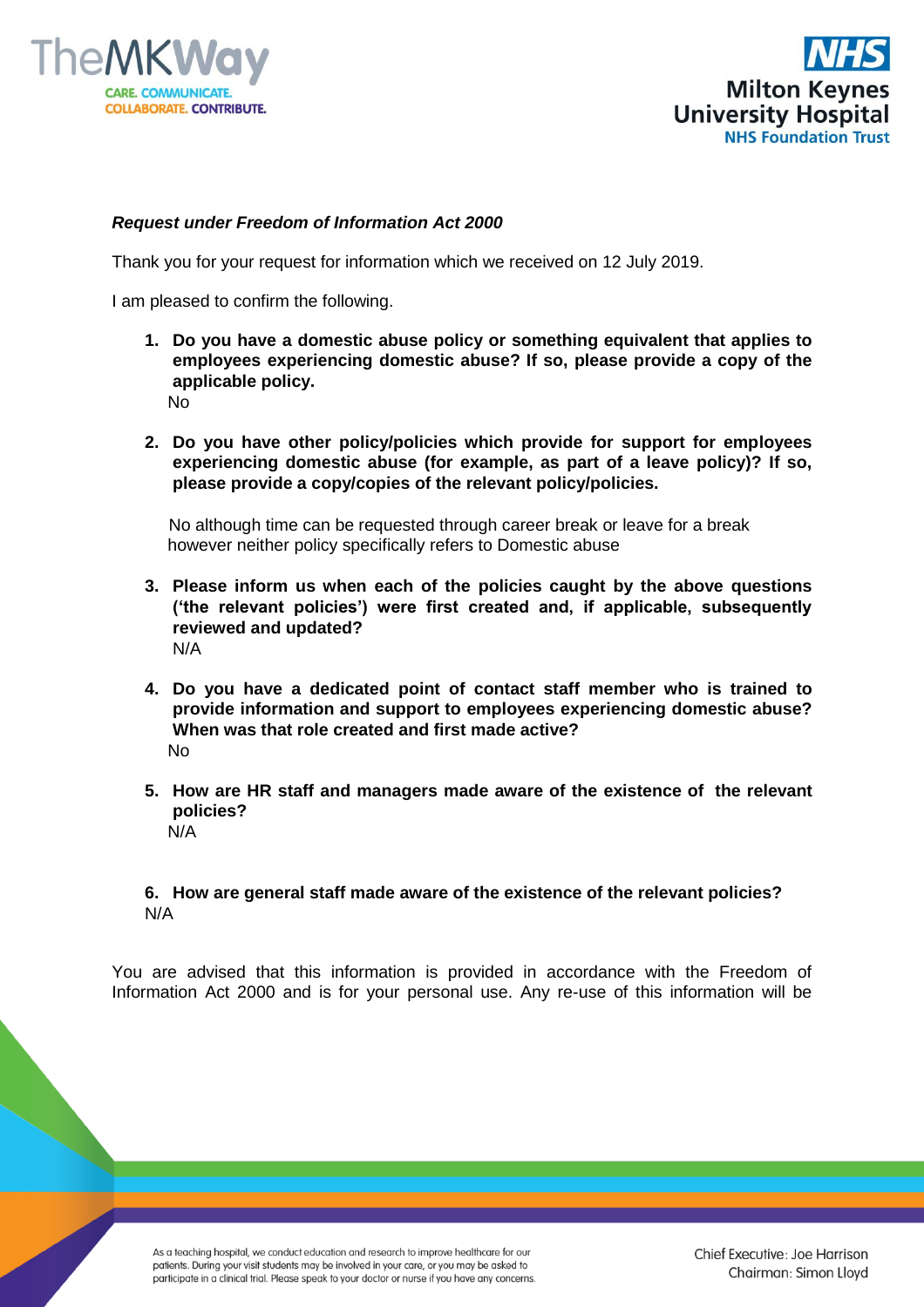*Request under Freedom of Information Act 2000*

Thank you for your request for information which we received on 12 July 2019.

I am pleased to confirm the following.

1. **Do you have a domestic abuse policy or something equivalent that applies to employees experiencing domestic abuse? If so, please provide a copy of the applicable policy.**
   No

2. **Do you have other policy/policies which provide for support for employees experiencing domestic abuse (for example, as part of a leave policy)? If so, please provide a copy/copies of the relevant policy/policies.**

   No although time can be requested through career break or leave for a break however neither policy specifically refers to Domestic abuse

3. **Please inform us when each of the policies caught by the above questions ('the relevant policies') were first created and, if applicable, subsequently reviewed and updated?**
   N/A

4. **Do you have a dedicated point of contact staff member who is trained to provide information and support to employees experiencing domestic abuse? When was that role created and first made active?**
   No

5. **How are HR staff and managers made aware of the existence of the relevant policies?**
   N/A

6. **How are general staff made aware of the existence of the relevant policies?**
   N/A

You are advised that this information is provided in accordance with the Freedom of Information Act 2000 and is for your personal use. Any re-use of this information will be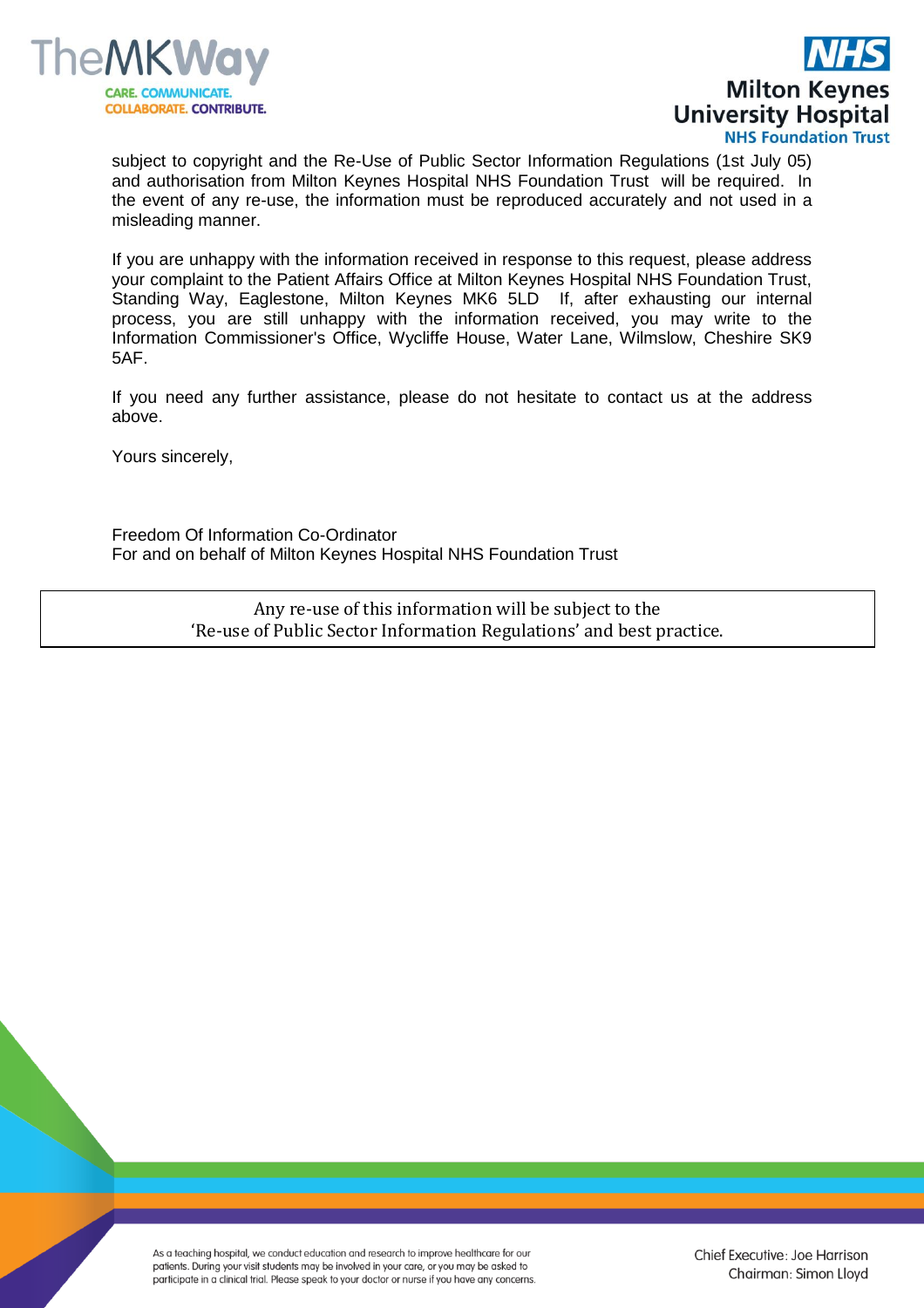subject to copyright and the Re-Use of Public Sector Information Regulations (1st July 05) and authorisation from Milton Keynes Hospital NHS Foundation Trust will be required. In the event of any re-use, the information must be reproduced accurately and not used in a misleading manner.

If you are unhappy with the information received in response to this request, please address your complaint to the Patient Affairs Office at Milton Keynes Hospital NHS Foundation Trust, Standing Way, Eaglestone, Milton Keynes MK6 5LD If, after exhausting our internal process, you are still unhappy with the information received, you may write to the Information Commissioner's Office, Wycliffe House, Water Lane, Wilmslow, Cheshire SK9 5AF.

If you need any further assistance, please do not hesitate to contact us at the address above.

Yours sincerely,

Freedom Of Information Co-Ordinator
For and on behalf of Milton Keynes Hospital NHS Foundation Trust

Any re-use of this information will be subject to the
'Re-use of Public Sector Information Regulations' and best practice.